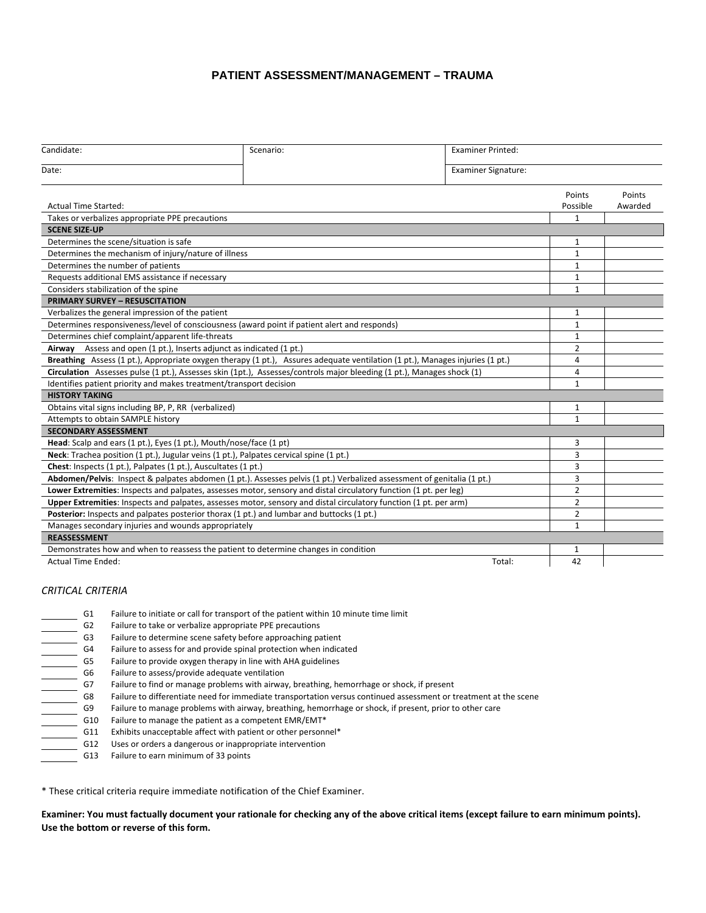# PATIENT ASSESSMENT/MANAGEMENT – TRAUMA

| Candidate: | Scenario: | Examiner Printed: |
|---|---|---|
| Date: | | Examiner Signature: |

| Actual Time Started: | Points Possible | Points Awarded |
|---|---|---|
| Takes or verbalizes appropriate PPE precautions | 1 | |
| **SCENE SIZE-UP** | | |
| Determines the scene/situation is safe | 1 | |
| Determines the mechanism of injury/nature of illness | 1 | |
| Determines the number of patients | 1 | |
| Requests additional EMS assistance if necessary | 1 | |
| Considers stabilization of the spine | 1 | |
| **PRIMARY SURVEY – RESUSCITATION** | | |
| Verbalizes the general impression of the patient | 1 | |
| Determines responsiveness/level of consciousness (award point if patient alert and responds) | 1 | |
| Determines chief complaint/apparent life-threats | 1 | |
| **Airway** Assess and open (1 pt.), Inserts adjunct as indicated (1 pt.) | 2 | |
| **Breathing** Assess (1 pt.), Appropriate oxygen therapy (1 pt.), Assures adequate ventilation (1 pt.), Manages injuries (1 pt.) | 4 | |
| **Circulation** Assesses pulse (1 pt.), Assesses skin (1pt.), Assesses/controls major bleeding (1 pt.), Manages shock (1) | 4 | |
| Identifies patient priority and makes treatment/transport decision | 1 | |
| **HISTORY TAKING** | | |
| Obtains vital signs including BP, P, RR (verbalized) | 1 | |
| Attempts to obtain SAMPLE history | 1 | |
| **SECONDARY ASSESSMENT** | | |
| **Head**: Scalp and ears (1 pt.), Eyes (1 pt.), Mouth/nose/face (1 pt) | 3 | |
| **Neck**: Trachea position (1 pt.), Jugular veins (1 pt.), Palpates cervical spine (1 pt.) | 3 | |
| **Chest**: Inspects (1 pt.), Palpates (1 pt.), Auscultates (1 pt.) | 3 | |
| **Abdomen/Pelvis**: Inspect & palpates abdomen (1 pt.). Assesses pelvis (1 pt.) Verbalized assessment of genitalia (1 pt.) | 3 | |
| **Lower Extremities**: Inspects and palpates, assesses motor, sensory and distal circulatory function (1 pt. per leg) | 2 | |
| **Upper Extremities**: Inspects and palpates, assesses motor, sensory and distal circulatory function (1 pt. per arm) | 2 | |
| **Posterior:** Inspects and palpates posterior thorax (1 pt.) and lumbar and buttocks (1 pt.) | 2 | |
| Manages secondary injuries and wounds appropriately | 1 | |
| **REASSESSMENT** | | |
| Demonstrates how and when to reassess the patient to determine changes in condition | 1 | |
| Actual Time Ended: Total: | 42 | |

*CRITICAL CRITERIA*

_______ G1 Failure to initiate or call for transport of the patient within 10 minute time limit
_______ G2 Failure to take or verbalize appropriate PPE precautions
_______ G3 Failure to determine scene safety before approaching patient
_______ G4 Failure to assess for and provide spinal protection when indicated
_______ G5 Failure to provide oxygen therapy in line with AHA guidelines
_______ G6 Failure to assess/provide adequate ventilation
_______ G7 Failure to find or manage problems with airway, breathing, hemorrhage or shock, if present
_______ G8 Failure to differentiate need for immediate transportation versus continued assessment or treatment at the scene
_______ G9 Failure to manage problems with airway, breathing, hemorrhage or shock, if present, prior to other care
_______ G10 Failure to manage the patient as a competent EMR/EMT*
_______ G11 Exhibits unacceptable affect with patient or other personnel*
_______ G12 Uses or orders a dangerous or inappropriate intervention
_______ G13 Failure to earn minimum of 33 points

* These critical criteria require immediate notification of the Chief Examiner.

**Examiner: You must factually document your rationale for checking any of the above critical items (except failure to earn minimum points). Use the bottom or reverse of this form.**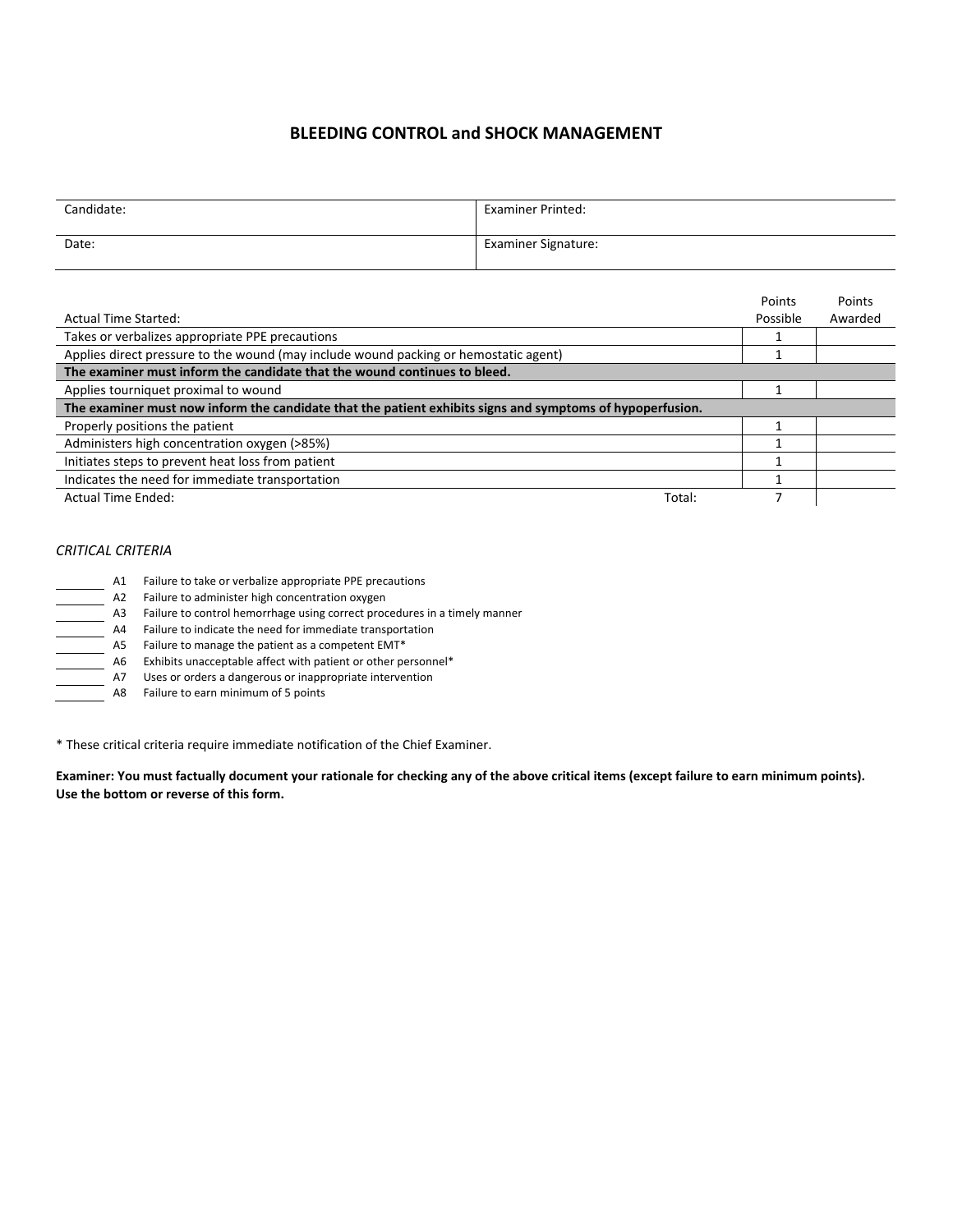# BLEEDING CONTROL and SHOCK MANAGEMENT

| Candidate: | Examiner Printed: |
|---|---|
| Date: | Examiner Signature: |

| Actual Time Started: | Points Possible | Points Awarded |
|---|---|---|
| Takes or verbalizes appropriate PPE precautions | 1 | |
| Applies direct pressure to the wound (may include wound packing or hemostatic agent) | 1 | |
| **The examiner must inform the candidate that the wound continues to bleed.** | | |
| Applies tourniquet proximal to wound | 1 | |
| **The examiner must now inform the candidate that the patient exhibits signs and symptoms of hypoperfusion.** | | |
| Properly positions the patient | 1 | |
| Administers high concentration oxygen (>85%) | 1 | |
| Initiates steps to prevent heat loss from patient | 1 | |
| Indicates the need for immediate transportation | 1 | |
| Actual Time Ended: Total: | 7 | |

*CRITICAL CRITERIA*

- _______ A1 Failure to take or verbalize appropriate PPE precautions
- _______ A2 Failure to administer high concentration oxygen
- _______ A3 Failure to control hemorrhage using correct procedures in a timely manner
- _______ A4 Failure to indicate the need for immediate transportation
- _______ A5 Failure to manage the patient as a competent EMT*
- _______ A6 Exhibits unacceptable affect with patient or other personnel*
- _______ A7 Uses or orders a dangerous or inappropriate intervention
- _______ A8 Failure to earn minimum of 5 points

* These critical criteria require immediate notification of the Chief Examiner.

**Examiner: You must factually document your rationale for checking any of the above critical items (except failure to earn minimum points). Use the bottom or reverse of this form.**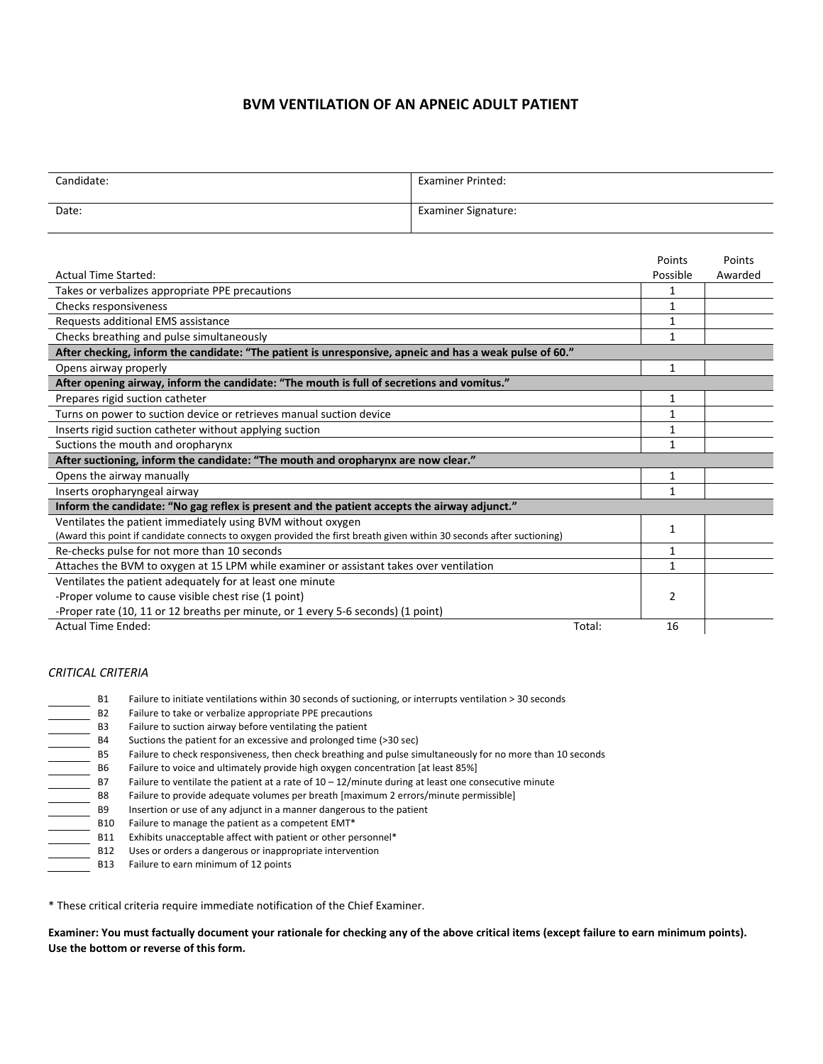# BVM VENTILATION OF AN APNEIC ADULT PATIENT

| Candidate: | Examiner Printed: |
|---|---|
| Date: | Examiner Signature: |

| Actual Time Started: | Points Possible | Points Awarded |
|---|---|---|
| Takes or verbalizes appropriate PPE precautions | 1 | |
| Checks responsiveness | 1 | |
| Requests additional EMS assistance | 1 | |
| Checks breathing and pulse simultaneously | 1 | |
| **After checking, inform the candidate: "The patient is unresponsive, apneic and has a weak pulse of 60."** | | |
| Opens airway properly | 1 | |
| **After opening airway, inform the candidate: "The mouth is full of secretions and vomitus."** | | |
| Prepares rigid suction catheter | 1 | |
| Turns on power to suction device or retrieves manual suction device | 1 | |
| Inserts rigid suction catheter without applying suction | 1 | |
| Suctions the mouth and oropharynx | 1 | |
| **After suctioning, inform the candidate: "The mouth and oropharynx are now clear."** | | |
| Opens the airway manually | 1 | |
| Inserts oropharyngeal airway | 1 | |
| **Inform the candidate: "No gag reflex is present and the patient accepts the airway adjunct."** | | |
| Ventilates the patient immediately using BVM without oxygen<br>(Award this point if candidate connects to oxygen provided the first breath given within 30 seconds after suctioning) | 1 | |
| Re-checks pulse for not more than 10 seconds | 1 | |
| Attaches the BVM to oxygen at 15 LPM while examiner or assistant takes over ventilation | 1 | |
| Ventilates the patient adequately for at least one minute<br>-Proper volume to cause visible chest rise (1 point)<br>-Proper rate (10, 11 or 12 breaths per minute, or 1 every 5-6 seconds) (1 point) | 2 | |
| Actual Time Ended: Total: | 16 | |

*CRITICAL CRITERIA*

- ______ B1 Failure to initiate ventilations within 30 seconds of suctioning, or interrupts ventilation > 30 seconds
- ______ B2 Failure to take or verbalize appropriate PPE precautions
- ______ B3 Failure to suction airway before ventilating the patient
- ______ B4 Suctions the patient for an excessive and prolonged time (>30 sec)
- ______ B5 Failure to check responsiveness, then check breathing and pulse simultaneously for no more than 10 seconds
- ______ B6 Failure to voice and ultimately provide high oxygen concentration [at least 85%]
- ______ B7 Failure to ventilate the patient at a rate of 10 – 12/minute during at least one consecutive minute
- ______ B8 Failure to provide adequate volumes per breath [maximum 2 errors/minute permissible]
- ______ B9 Insertion or use of any adjunct in a manner dangerous to the patient
- ______ B10 Failure to manage the patient as a competent EMT*
- ______ B11 Exhibits unacceptable affect with patient or other personnel*
- ______ B12 Uses or orders a dangerous or inappropriate intervention
- ______ B13 Failure to earn minimum of 12 points

\* These critical criteria require immediate notification of the Chief Examiner.

**Examiner: You must factually document your rationale for checking any of the above critical items (except failure to earn minimum points). Use the bottom or reverse of this form.**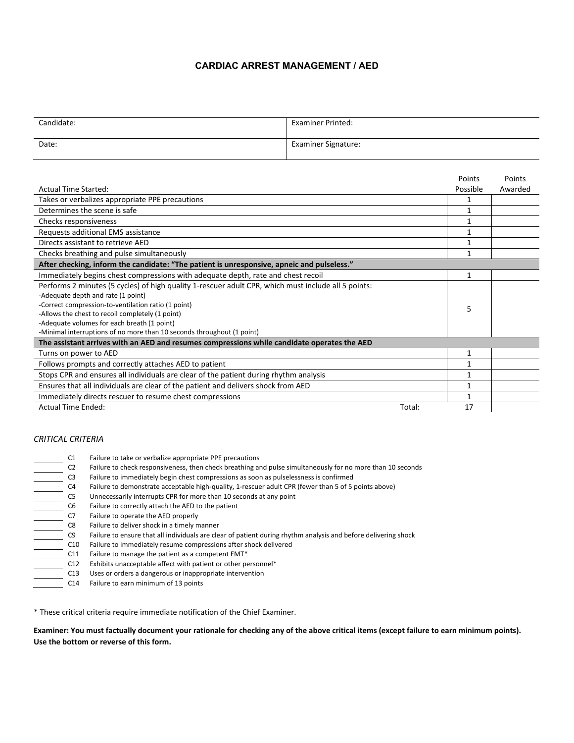# CARDIAC ARREST MANAGEMENT / AED

| Candidate: | Examiner Printed: |
|---|---|
| Date: | Examiner Signature: |

| Actual Time Started: | | Points Possible | Points Awarded |
|---|---|---|---|
| Takes or verbalizes appropriate PPE precautions | | 1 | |
| Determines the scene is safe | | 1 | |
| Checks responsiveness | | 1 | |
| Requests additional EMS assistance | | 1 | |
| Directs assistant to retrieve AED | | 1 | |
| Checks breathing and pulse simultaneously | | 1 | |
| **After checking, inform the candidate: "The patient is unresponsive, apneic and pulseless."** | | | |
| Immediately begins chest compressions with adequate depth, rate and chest recoil | | 1 | |
| Performs 2 minutes (5 cycles) of high quality 1-rescuer adult CPR, which must include all 5 points:<br>-Adequate depth and rate (1 point)<br>-Correct compression-to-ventilation ratio (1 point)<br>-Allows the chest to recoil completely (1 point)<br>-Adequate volumes for each breath (1 point)<br>-Minimal interruptions of no more than 10 seconds throughout (1 point) | | 5 | |
| **The assistant arrives with an AED and resumes compressions while candidate operates the AED** | | | |
| Turns on power to AED | | 1 | |
| Follows prompts and correctly attaches AED to patient | | 1 | |
| Stops CPR and ensures all individuals are clear of the patient during rhythm analysis | | 1 | |
| Ensures that all individuals are clear of the patient and delivers shock from AED | | 1 | |
| Immediately directs rescuer to resume chest compressions | | 1 | |
| Actual Time Ended: | Total: | 17 | |

*CRITICAL CRITERIA*

_______ C1 Failure to take or verbalize appropriate PPE precautions
_______ C2 Failure to check responsiveness, then check breathing and pulse simultaneously for no more than 10 seconds
_______ C3 Failure to immediately begin chest compressions as soon as pulselessness is confirmed
_______ C4 Failure to demonstrate acceptable high-quality, 1-rescuer adult CPR (fewer than 5 of 5 points above)
_______ C5 Unnecessarily interrupts CPR for more than 10 seconds at any point
_______ C6 Failure to correctly attach the AED to the patient
_______ C7 Failure to operate the AED properly
_______ C8 Failure to deliver shock in a timely manner
_______ C9 Failure to ensure that all individuals are clear of patient during rhythm analysis and before delivering shock
_______ C10 Failure to immediately resume compressions after shock delivered
_______ C11 Failure to manage the patient as a competent EMT*
_______ C12 Exhibits unacceptable affect with patient or other personnel*
_______ C13 Uses or orders a dangerous or inappropriate intervention
_______ C14 Failure to earn minimum of 13 points

* These critical criteria require immediate notification of the Chief Examiner.

**Examiner: You must factually document your rationale for checking any of the above critical items (except failure to earn minimum points). Use the bottom or reverse of this form.**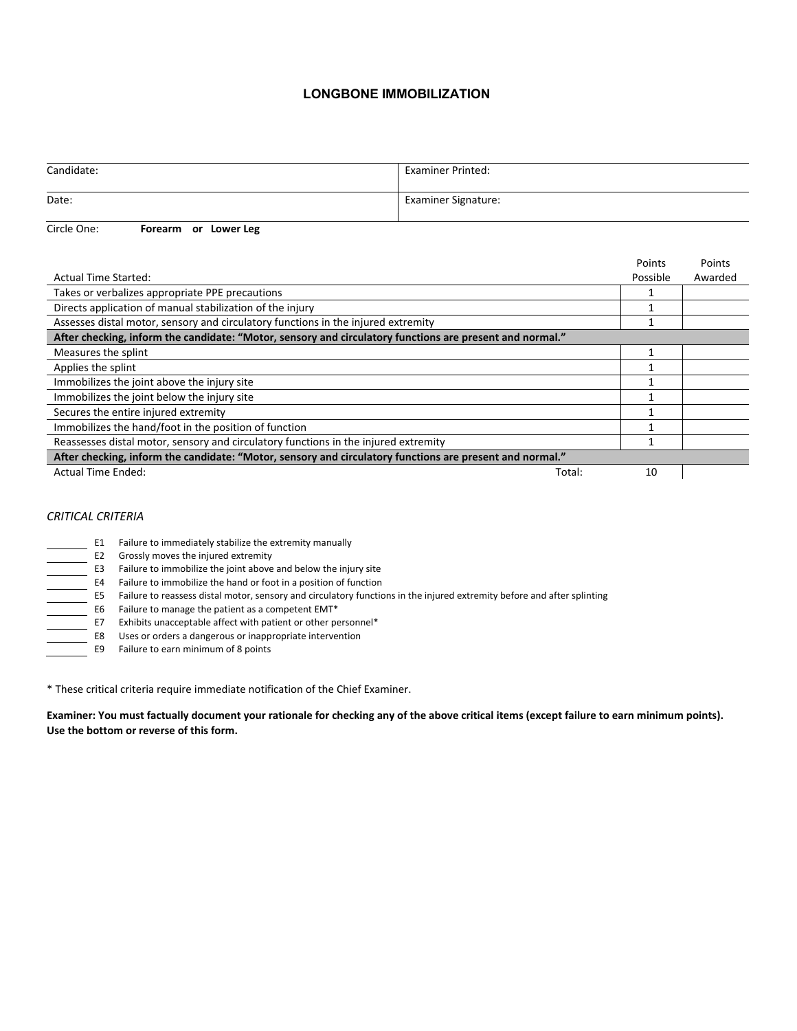# LONGBONE IMMOBILIZATION

| Candidate: | Examiner Printed: |
|---|---|
| Date: | Examiner Signature: |

Circle One: **Forearm or Lower Leg**

| Actual Time Started: | Points Possible | Points Awarded |
|---|---|---|
| Takes or verbalizes appropriate PPE precautions | 1 | |
| Directs application of manual stabilization of the injury | 1 | |
| Assesses distal motor, sensory and circulatory functions in the injured extremity | 1 | |
| **After checking, inform the candidate: "Motor, sensory and circulatory functions are present and normal."** | | |
| Measures the splint | 1 | |
| Applies the splint | 1 | |
| Immobilizes the joint above the injury site | 1 | |
| Immobilizes the joint below the injury site | 1 | |
| Secures the entire injured extremity | 1 | |
| Immobilizes the hand/foot in the position of function | 1 | |
| Reassesses distal motor, sensory and circulatory functions in the injured extremity | 1 | |
| **After checking, inform the candidate: "Motor, sensory and circulatory functions are present and normal."** | | |
| Actual Time Ended: Total: | 10 | |

*CRITICAL CRITERIA*

_______ E1 Failure to immediately stabilize the extremity manually
_______ E2 Grossly moves the injured extremity
_______ E3 Failure to immobilize the joint above and below the injury site
_______ E4 Failure to immobilize the hand or foot in a position of function
_______ E5 Failure to reassess distal motor, sensory and circulatory functions in the injured extremity before and after splinting
_______ E6 Failure to manage the patient as a competent EMT*
_______ E7 Exhibits unacceptable affect with patient or other personnel*
_______ E8 Uses or orders a dangerous or inappropriate intervention
_______ E9 Failure to earn minimum of 8 points

\* These critical criteria require immediate notification of the Chief Examiner.

**Examiner: You must factually document your rationale for checking any of the above critical items (except failure to earn minimum points). Use the bottom or reverse of this form.**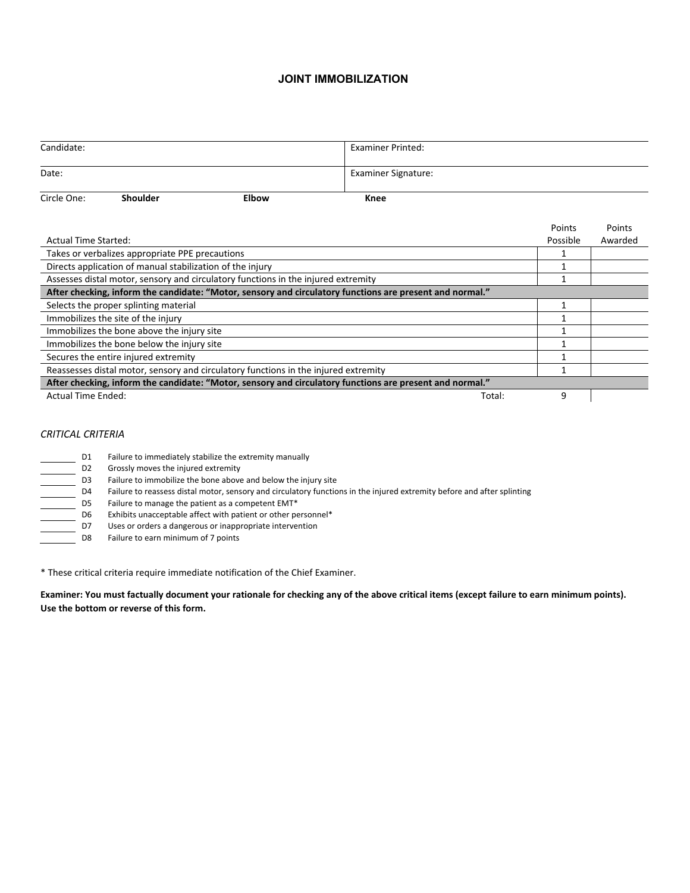# JOINT IMMOBILIZATION

| Candidate: | Examiner Printed: |
|---|---|
| Date: | Examiner Signature: |

Circle One: **Shoulder** **Elbow** **Knee**

| Actual Time Started: | Points Possible | Points Awarded |
|---|---|---|
| Takes or verbalizes appropriate PPE precautions | 1 | |
| Directs application of manual stabilization of the injury | 1 | |
| Assesses distal motor, sensory and circulatory functions in the injured extremity | 1 | |
| **After checking, inform the candidate: "Motor, sensory and circulatory functions are present and normal."** | | |
| Selects the proper splinting material | 1 | |
| Immobilizes the site of the injury | 1 | |
| Immobilizes the bone above the injury site | 1 | |
| Immobilizes the bone below the injury site | 1 | |
| Secures the entire injured extremity | 1 | |
| Reassesses distal motor, sensory and circulatory functions in the injured extremity | 1 | |
| **After checking, inform the candidate: "Motor, sensory and circulatory functions are present and normal."** | | |
| Actual Time Ended: Total: | 9 | |

*CRITICAL CRITERIA*

_______ D1 Failure to immediately stabilize the extremity manually
_______ D2 Grossly moves the injured extremity
_______ D3 Failure to immobilize the bone above and below the injury site
_______ D4 Failure to reassess distal motor, sensory and circulatory functions in the injured extremity before and after splinting
_______ D5 Failure to manage the patient as a competent EMT*
_______ D6 Exhibits unacceptable affect with patient or other personnel*
_______ D7 Uses or orders a dangerous or inappropriate intervention
_______ D8 Failure to earn minimum of 7 points

* These critical criteria require immediate notification of the Chief Examiner.

**Examiner: You must factually document your rationale for checking any of the above critical items (except failure to earn minimum points). Use the bottom or reverse of this form.**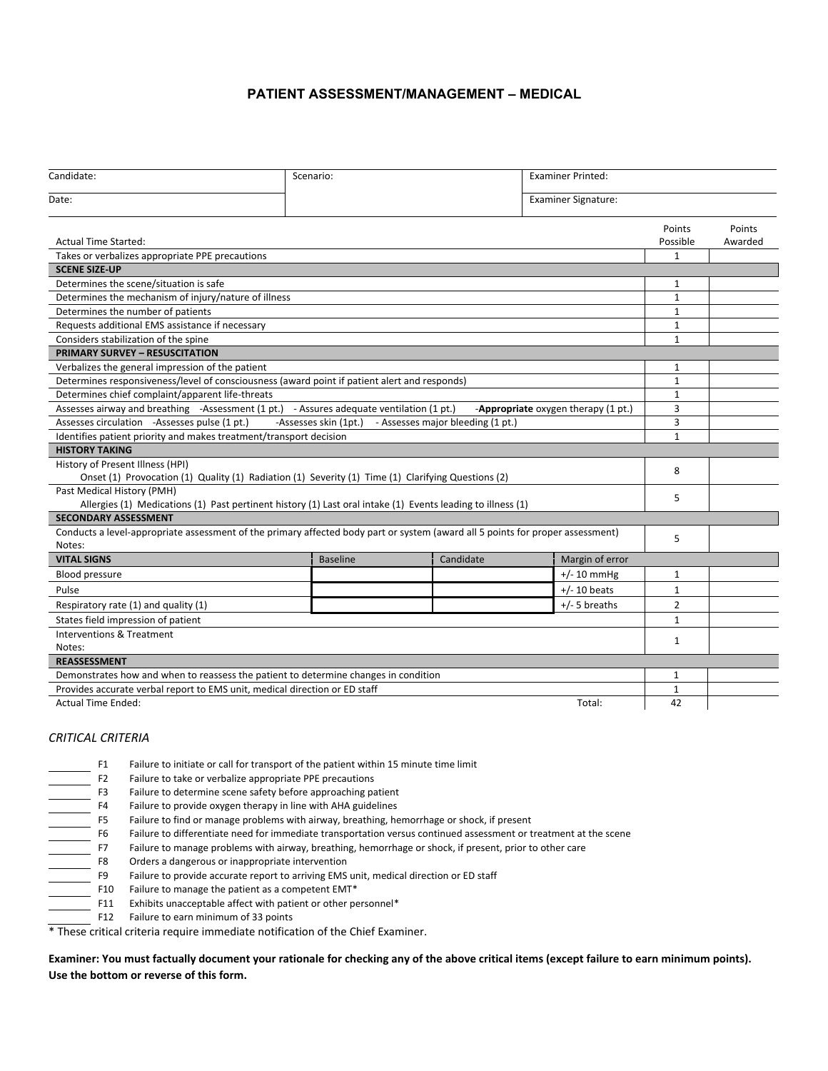# PATIENT ASSESSMENT/MANAGEMENT – MEDICAL

| | | |
|---|---|---|
| Candidate: | Scenario: | Examiner Printed: |
| Date: | | Examiner Signature: |

| | | | | Points Possible | Points Awarded |
|---|---|---|---|---|---|
| Actual Time Started: | | | | | |
| Takes or verbalizes appropriate PPE precautions | | | | 1 | |
| **SCENE SIZE-UP** | | | | | |
| Determines the scene/situation is safe | | | | 1 | |
| Determines the mechanism of injury/nature of illness | | | | 1 | |
| Determines the number of patients | | | | 1 | |
| Requests additional EMS assistance if necessary | | | | 1 | |
| Considers stabilization of the spine | | | | 1 | |
| **PRIMARY SURVEY – RESUSCITATION** | | | | | |
| Verbalizes the general impression of the patient | | | | 1 | |
| Determines responsiveness/level of consciousness (award point if patient alert and responds) | | | | 1 | |
| Determines chief complaint/apparent life-threats | | | | 1 | |
| Assesses airway and breathing -Assessment (1 pt.) - Assures adequate ventilation (1 pt.) -**Appropriate** oxygen therapy (1 pt.) | | | | 3 | |
| Assesses circulation -Assesses pulse (1 pt.) -Assesses skin (1pt.) - Assesses major bleeding (1 pt.) | | | | 3 | |
| Identifies patient priority and makes treatment/transport decision | | | | 1 | |
| **HISTORY TAKING** | | | | | |
| History of Present Illness (HPI)<br>Onset (1) Provocation (1) Quality (1) Radiation (1) Severity (1) Time (1) Clarifying Questions (2) | | | | 8 | |
| Past Medical History (PMH)<br>Allergies (1) Medications (1) Past pertinent history (1) Last oral intake (1) Events leading to illness (1) | | | | 5 | |
| **SECONDARY ASSESSMENT** | | | | | |
| Conducts a level-appropriate assessment of the primary affected body part or system (award all 5 points for proper assessment)<br>Notes: | | | | 5 | |
| **VITAL SIGNS** | Baseline | Candidate | Margin of error | | |
| Blood pressure | | | +/- 10 mmHg | 1 | |
| Pulse | | | +/- 10 beats | 1 | |
| Respiratory rate (1) and quality (1) | | | +/- 5 breaths | 2 | |
| States field impression of patient | | | | 1 | |
| Interventions & Treatment<br>Notes: | | | | 1 | |
| **REASSESSMENT** | | | | | |
| Demonstrates how and when to reassess the patient to determine changes in condition | | | | 1 | |
| Provides accurate verbal report to EMS unit, medical direction or ED staff | | | | 1 | |
| Actual Time Ended: | | | Total: | 42 | |

*CRITICAL CRITERIA*

- ______ F1 Failure to initiate or call for transport of the patient within 15 minute time limit
- ______ F2 Failure to take or verbalize appropriate PPE precautions
- ______ F3 Failure to determine scene safety before approaching patient
- ______ F4 Failure to provide oxygen therapy in line with AHA guidelines
- ______ F5 Failure to find or manage problems with airway, breathing, hemorrhage or shock, if present
- ______ F6 Failure to differentiate need for immediate transportation versus continued assessment or treatment at the scene
- ______ F7 Failure to manage problems with airway, breathing, hemorrhage or shock, if present, prior to other care
- ______ F8 Orders a dangerous or inappropriate intervention
- ______ F9 Failure to provide accurate report to arriving EMS unit, medical direction or ED staff
- ______ F10 Failure to manage the patient as a competent EMT*
- ______ F11 Exhibits unacceptable affect with patient or other personnel*
- ______ F12 Failure to earn minimum of 33 points

\* These critical criteria require immediate notification of the Chief Examiner.

**Examiner: You must factually document your rationale for checking any of the above critical items (except failure to earn minimum points). Use the bottom or reverse of this form.**